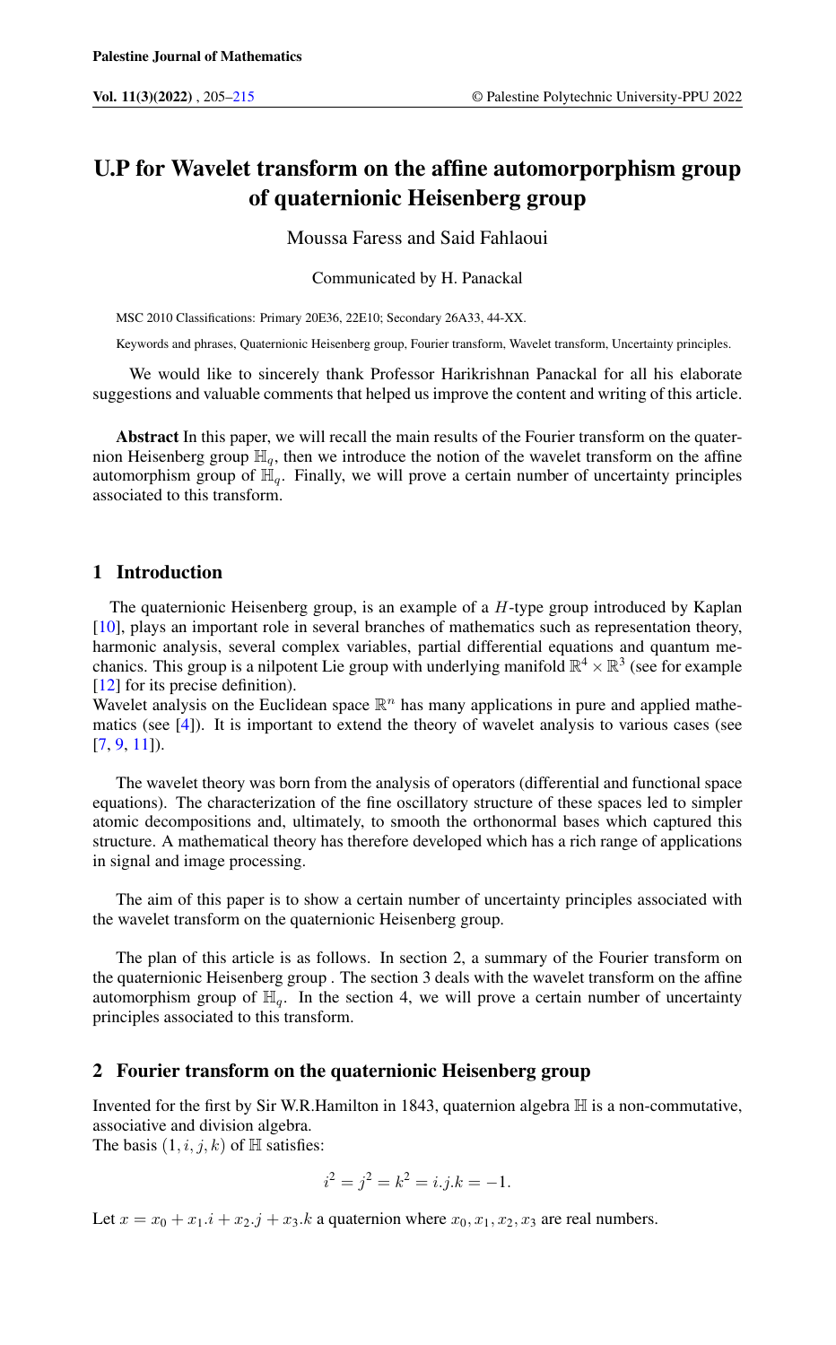# U.P for Wavelet transform on the affine automorporphism group of quaternionic Heisenberg group

Moussa Faress and Said Fahlaoui

Communicated by H. Panackal

MSC 2010 Classifications: Primary 20E36, 22E10; Secondary 26A33, 44-XX.

Keywords and phrases, Quaternionic Heisenberg group, Fourier transform, Wavelet transform, Uncertainty principles.

We would like to sincerely thank Professor Harikrishnan Panackal for all his elaborate suggestions and valuable comments that helped us improve the content and writing of this article.

**Abstract** In this paper, we will recall the main results of the Fourier transform on the quaternion Heisenberg group $\mathbb{H}_q$, then we introduce the notion of the wavelet transform on the affine automorphism group of $\mathbb{H}_q$. Finally, we will prove a certain number of uncertainty principles associated to this transform.

## 1 Introduction

The quaternionic Heisenberg group, is an example of a $H$-type group introduced by Kaplan [10], plays an important role in several branches of mathematics such as representation theory, harmonic analysis, several complex variables, partial differential equations and quantum mechanics. This group is a nilpotent Lie group with underlying manifold $\mathbb{R}^4 \times \mathbb{R}^3$ (see for example [12] for its precise definition).
Wavelet analysis on the Euclidean space $\mathbb{R}^n$ has many applications in pure and applied mathematics (see [4]). It is important to extend the theory of wavelet analysis to various cases (see [7, 9, 11]).

The wavelet theory was born from the analysis of operators (differential and functional space equations). The characterization of the fine oscillatory structure of these spaces led to simpler atomic decompositions and, ultimately, to smooth the orthonormal bases which captured this structure. A mathematical theory has therefore developed which has a rich range of applications in signal and image processing.

The aim of this paper is to show a certain number of uncertainty principles associated with the wavelet transform on the quaternionic Heisenberg group.

The plan of this article is as follows. In section 2, a summary of the Fourier transform on the quaternionic Heisenberg group . The section 3 deals with the wavelet transform on the affine automorphism group of $\mathbb{H}_q$. In the section 4, we will prove a certain number of uncertainty principles associated to this transform.

## 2 Fourier transform on the quaternionic Heisenberg group

Invented for the first by Sir W.R.Hamilton in 1843, quaternion algebra $\mathbb{H}$ is a non-commutative, associative and division algebra.
The basis $(1, i, j, k)$ of $\mathbb{H}$ satisfies:

$$i^2 = j^2 = k^2 = i.j.k = -1.$$

Let $x = x_0 + x_1.i + x_2.j + x_3.k$ a quaternion where $x_0, x_1, x_2, x_3$ are real numbers.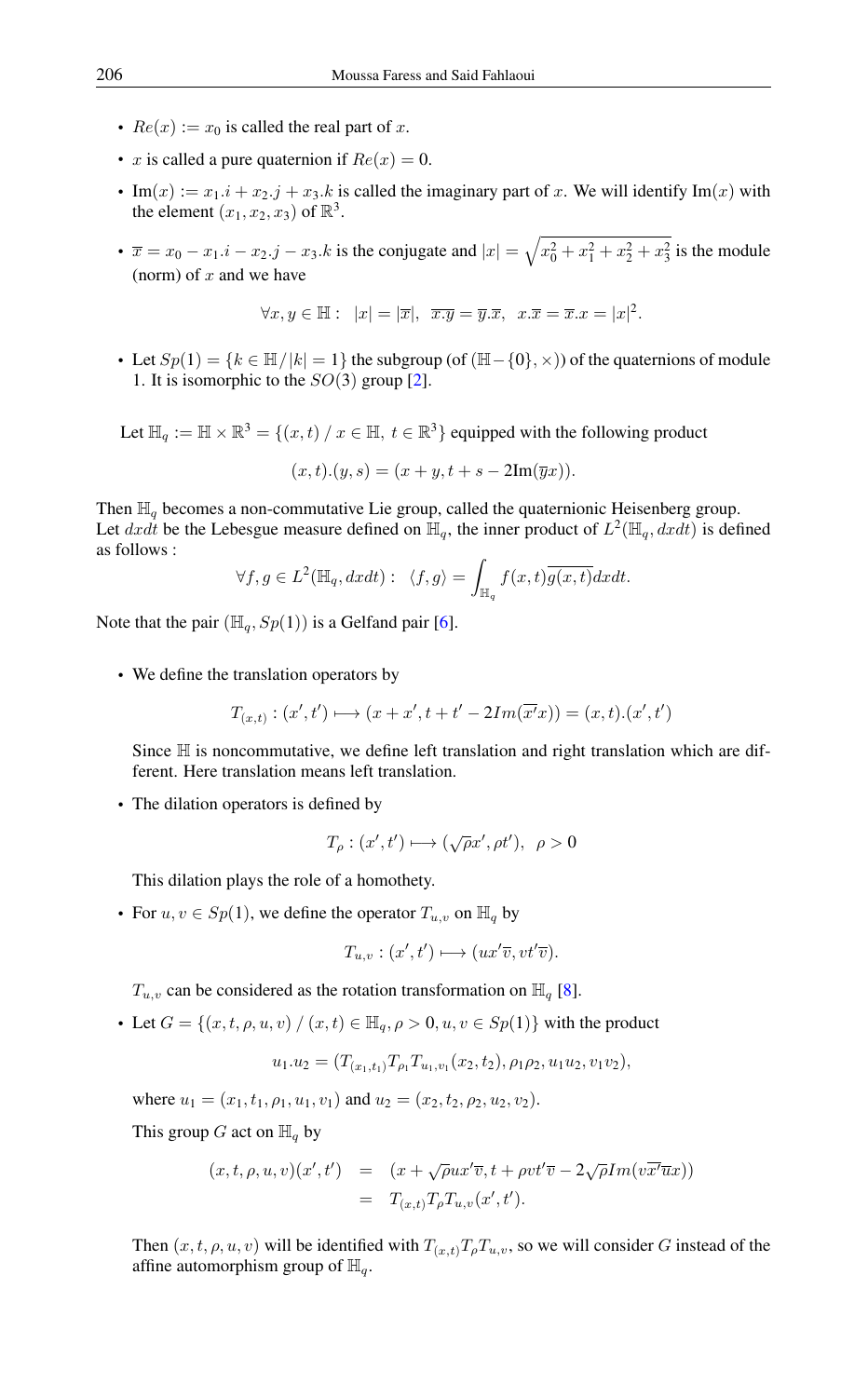- $Re(x) := x_0$ is called the real part of $x$.
- $x$ is called a pure quaternion if $Re(x) = 0$.
- $\text{Im}(x) := x_1.i + x_2.j + x_3.k$ is called the imaginary part of $x$. We will identify $\text{Im}(x)$ with the element $(x_1, x_2, x_3)$ of $\mathbb{R}^3$.
- $\overline{x} = x_0 - x_1.i - x_2.j - x_3.k$ is the conjugate and $|x| = \sqrt{x_0^2 + x_1^2 + x_2^2 + x_3^2}$ is the module (norm) of $x$ and we have

$$\forall x, y \in \mathbb{H}: \;\; |x| = |\overline{x}|, \;\; \overline{x.y} = \overline{y}.\overline{x}, \;\; x.\overline{x} = \overline{x}.x = |x|^2.$$

- Let $Sp(1) = \{k \in \mathbb{H} / |k| = 1\}$ the subgroup (of $(\mathbb{H} - \{0\}, \times)$) of the quaternions of module 1. It is isomorphic to the $SO(3)$ group [2].

Let $\mathbb{H}_q := \mathbb{H} \times \mathbb{R}^3 = \{(x, t) \, / \, x \in \mathbb{H}, \; t \in \mathbb{R}^3\}$ equipped with the following product

$$(x, t).(y, s) = (x + y, t + s - 2\text{Im}(\overline{y}x)).$$

Then $\mathbb{H}_q$ becomes a non-commutative Lie group, called the quaternionic Heisenberg group. Let $dxdt$ be the Lebesgue measure defined on $\mathbb{H}_q$, the inner product of $L^2(\mathbb{H}_q, dxdt)$ is defined as follows :

$$\forall f, g \in L^2(\mathbb{H}_q, dxdt): \;\; \langle f, g \rangle = \int_{\mathbb{H}_q} f(x, t)\overline{g(x, t)} dxdt.$$

Note that the pair $(\mathbb{H}_q, Sp(1))$ is a Gelfand pair [6].

- We define the translation operators by

$$T_{(x,t)} : (x', t') \longmapsto (x + x', t + t' - 2Im(\overline{x'}x)) = (x, t).(x', t')$$

Since $\mathbb{H}$ is noncommutative, we define left translation and right translation which are different. Here translation means left translation.

- The dilation operators is defined by

$$T_\rho : (x', t') \longmapsto (\sqrt{\rho}x', \rho t'), \;\; \rho > 0$$

This dilation plays the role of a homothety.

- For $u, v \in Sp(1)$, we define the operator $T_{u,v}$ on $\mathbb{H}_q$ by

$$T_{u,v} : (x', t') \longmapsto (ux'\overline{v}, vt'\overline{v}).$$

$T_{u,v}$ can be considered as the rotation transformation on $\mathbb{H}_q$ [8].

- Let $G = \{(x, t, \rho, u, v) \, / \, (x, t) \in \mathbb{H}_q, \rho > 0, u, v \in Sp(1)\}$ with the product

$$u_1.u_2 = (T_{(x_1,t_1)}T_{\rho_1}T_{u_1,v_1}(x_2, t_2), \rho_1\rho_2, u_1u_2, v_1v_2),$$

where $u_1 = (x_1, t_1, \rho_1, u_1, v_1)$ and $u_2 = (x_2, t_2, \rho_2, u_2, v_2)$.

This group $G$ act on $\mathbb{H}_q$ by

$$\begin{aligned}(x, t, \rho, u, v)(x', t') &= (x + \sqrt{\rho}ux'\overline{v}, t + \rho vt'\overline{v} - 2\sqrt{\rho}Im(v\overline{x'}\overline{u}x)) \\ &= T_{(x,t)}T_\rho T_{u,v}(x', t').\end{aligned}$$

Then $(x, t, \rho, u, v)$ will be identified with $T_{(x,t)}T_\rho T_{u,v}$, so we will consider $G$ instead of the affine automorphism group of $\mathbb{H}_q$.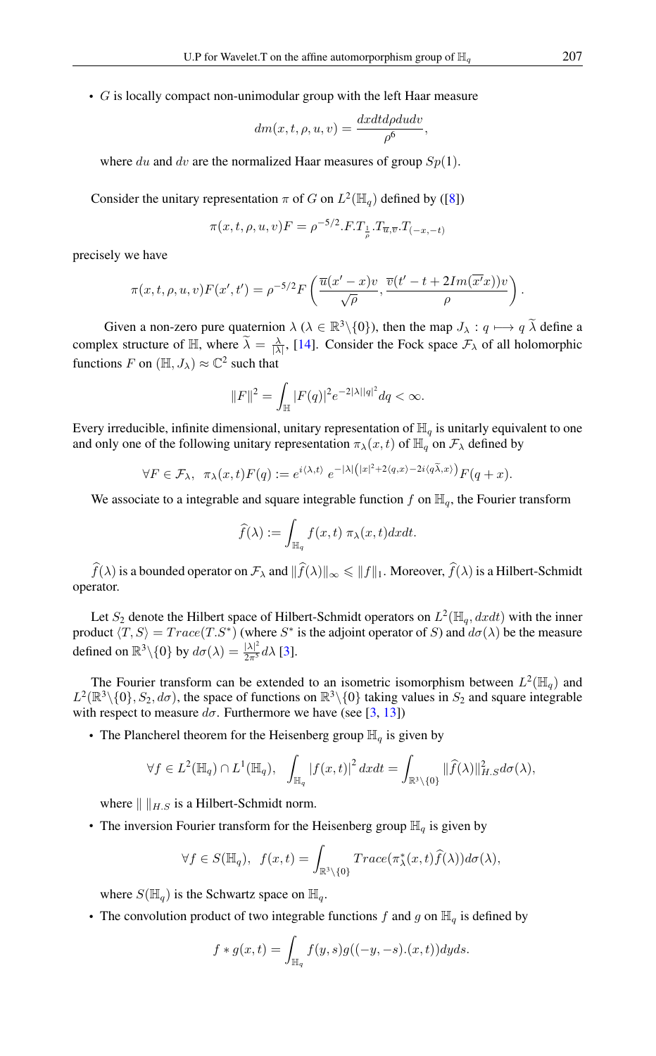- $G$ is locally compact non-unimodular group with the left Haar measure

$$dm(x,t,\rho,u,v) = \frac{dxdtd\rho dudv}{\rho^6},$$

where $du$ and $dv$ are the normalized Haar measures of group $Sp(1)$.

Consider the unitary representation $\pi$ of $G$ on $L^2(\mathbb{H}_q)$ defined by ([8])

$$\pi(x,t,\rho,u,v)F = \rho^{-5/2}.F.T_{\frac{1}{\rho}}.T_{\overline{u},\overline{v}}.T_{(-x,-t)}$$

precisely we have

$$\pi(x,t,\rho,u,v)F(x',t') = \rho^{-5/2}F\left(\frac{\overline{u}(x'-x)v}{\sqrt{\rho}}, \frac{\overline{v}(t'-t+2Im(\overline{x'}x))v}{\rho}\right).$$

Given a non-zero pure quaternion $\lambda$ ($\lambda \in \mathbb{R}^3\backslash\{0\}$), then the map $J_\lambda : q \longmapsto q\,\widetilde{\lambda}$ define a complex structure of $\mathbb{H}$, where $\widetilde{\lambda} = \frac{\lambda}{|\lambda|}$, [14]. Consider the Fock space $\mathcal{F}_\lambda$ of all holomorphic functions $F$ on $(\mathbb{H}, J_\lambda) \approx \mathbb{C}^2$ such that

$$\|F\|^2 = \int_{\mathbb{H}} |F(q)|^2 e^{-2|\lambda||q|^2} dq < \infty.$$

Every irreducible, infinite dimensional, unitary representation of $\mathbb{H}_q$ is unitarily equivalent to one and only one of the following unitary representation $\pi_\lambda(x,t)$ of $\mathbb{H}_q$ on $\mathcal{F}_\lambda$ defined by

$$\forall F \in \mathcal{F}_\lambda,\ \ \pi_\lambda(x,t)F(q) := e^{i\langle\lambda,t\rangle}\ e^{-|\lambda|\left(|x|^2+2\langle q,x\rangle-2i\langle q\widetilde{\lambda},x\rangle\right)}F(q+x).$$

We associate to a integrable and square integrable function $f$ on $\mathbb{H}_q$, the Fourier transform

$$\widehat{f}(\lambda) := \int_{\mathbb{H}_q} f(x,t)\ \pi_\lambda(x,t)dxdt.$$

$\widehat{f}(\lambda)$ is a bounded operator on $\mathcal{F}_\lambda$ and $\|\widehat{f}(\lambda)\|_\infty \leqslant \|f\|_1$. Moreover, $\widehat{f}(\lambda)$ is a Hilbert-Schmidt operator.

Let $S_2$ denote the Hilbert space of Hilbert-Schmidt operators on $L^2(\mathbb{H}_q, dxdt)$ with the inner product $\langle T, S\rangle = Trace(T.S^*)$ (where $S^*$ is the adjoint operator of $S$) and $d\sigma(\lambda)$ be the measure defined on $\mathbb{R}^3\backslash\{0\}$ by $d\sigma(\lambda) = \frac{|\lambda|^2}{2\pi^5}d\lambda$ [3].

The Fourier transform can be extended to an isometric isomorphism between $L^2(\mathbb{H}_q)$ and $L^2(\mathbb{R}^3\backslash\{0\}, S_2, d\sigma)$, the space of functions on $\mathbb{R}^3\backslash\{0\}$ taking values in $S_2$ and square integrable with respect to measure $d\sigma$. Furthermore we have (see [3, 13])

- The Plancherel theorem for the Heisenberg group $\mathbb{H}_q$ is given by

$$\forall f \in L^2(\mathbb{H}_q) \cap L^1(\mathbb{H}_q),\ \ \int_{\mathbb{H}_q} |f(x,t)|^2\, dxdt = \int_{\mathbb{R}^3\backslash\{0\}} \|\widehat{f}(\lambda)\|^2_{H.S} d\sigma(\lambda),$$

where $\| \ \|_{H.S}$ is a Hilbert-Schmidt norm.

- The inversion Fourier transform for the Heisenberg group $\mathbb{H}_q$ is given by

$$\forall f \in S(\mathbb{H}_q),\ \ f(x,t) = \int_{\mathbb{R}^3\backslash\{0\}} Trace(\pi^*_\lambda(x,t)\widehat{f}(\lambda))d\sigma(\lambda),$$

where $S(\mathbb{H}_q)$ is the Schwartz space on $\mathbb{H}_q$.

- The convolution product of two integrable functions $f$ and $g$ on $\mathbb{H}_q$ is defined by

$$f * g(x,t) = \int_{\mathbb{H}_q} f(y,s)g((-y,-s).(x,t))dyds.$$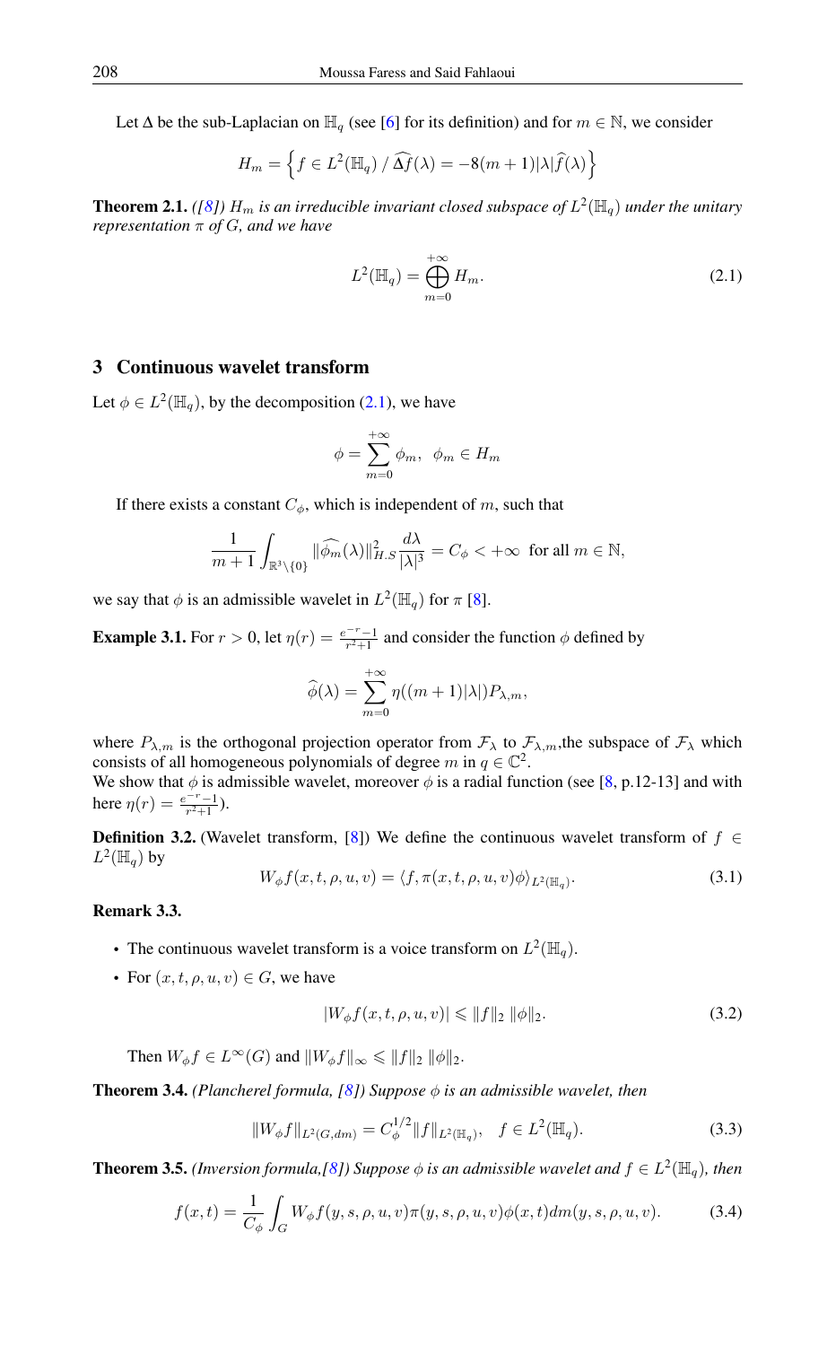Let $\Delta$ be the sub-Laplacian on $\mathbb{H}_q$ (see [6] for its definition) and for $m \in \mathbb{N}$, we consider

$$H_m = \left\{ f \in L^2(\mathbb{H}_q) \;/\; \widehat{\Delta f}(\lambda) = -8(m+1)|\lambda| \widehat{f}(\lambda) \right\}$$

**Theorem 2.1.** *([8]) $H_m$ is an irreducible invariant closed subspace of $L^2(\mathbb{H}_q)$ under the unitary representation $\pi$ of $G$, and we have*

$$L^2(\mathbb{H}_q) = \bigoplus_{m=0}^{+\infty} H_m. \tag{2.1}$$

## 3 Continuous wavelet transform

Let $\phi \in L^2(\mathbb{H}_q)$, by the decomposition (2.1), we have

$$\phi = \sum_{m=0}^{+\infty} \phi_m, \quad \phi_m \in H_m$$

If there exists a constant $C_\phi$, which is independent of $m$, such that

$$\frac{1}{m+1} \int_{\mathbb{R}^3 \setminus \{0\}} \|\widehat{\phi_m}(\lambda)\|^2_{H.S} \frac{d\lambda}{|\lambda|^3} = C_\phi < +\infty \;\text{ for all } m \in \mathbb{N},$$

we say that $\phi$ is an admissible wavelet in $L^2(\mathbb{H}_q)$ for $\pi$ [8].

**Example 3.1.** For $r > 0$, let $\eta(r) = \frac{e^{-r}-1}{r^2+1}$ and consider the function $\phi$ defined by

$$\widehat{\phi}(\lambda) = \sum_{m=0}^{+\infty} \eta((m+1)|\lambda|) P_{\lambda,m},$$

where $P_{\lambda,m}$ is the orthogonal projection operator from $\mathcal{F}_\lambda$ to $\mathcal{F}_{\lambda,m}$,the subspace of $\mathcal{F}_\lambda$ which consists of all homogeneous polynomials of degree $m$ in $q \in \mathbb{C}^2$.
We show that $\phi$ is admissible wavelet, moreover $\phi$ is a radial function (see [8, p.12-13] and with here $\eta(r) = \frac{e^{-r}-1}{r^2+1}$).

**Definition 3.2.** (Wavelet transform, [8]) We define the continuous wavelet transform of $f \in L^2(\mathbb{H}_q)$ by

$$W_\phi f(x,t,\rho,u,v) = \langle f, \pi(x,t,\rho,u,v)\phi \rangle_{L^2(\mathbb{H}_q)}. \tag{3.1}$$

**Remark 3.3.**

- The continuous wavelet transform is a voice transform on $L^2(\mathbb{H}_q)$.
- For $(x,t,\rho,u,v) \in G$, we have

$$|W_\phi f(x,t,\rho,u,v)| \leqslant \|f\|_2 \, \|\phi\|_2. \tag{3.2}$$

  Then $W_\phi f \in L^\infty(G)$ and $\|W_\phi f\|_\infty \leqslant \|f\|_2 \, \|\phi\|_2$.

**Theorem 3.4.** *(Plancherel formula, [8]) Suppose $\phi$ is an admissible wavelet, then*

$$\|W_\phi f\|_{L^2(G,dm)} = C_\phi^{1/2} \|f\|_{L^2(\mathbb{H}_q)}, \quad f \in L^2(\mathbb{H}_q). \tag{3.3}$$

**Theorem 3.5.** *(Inversion formula,[8]) Suppose $\phi$ is an admissible wavelet and $f \in L^2(\mathbb{H}_q)$, then*

$$f(x,t) = \frac{1}{C_\phi} \int_G W_\phi f(y,s,\rho,u,v) \pi(y,s,\rho,u,v)\phi(x,t) dm(y,s,\rho,u,v). \tag{3.4}$$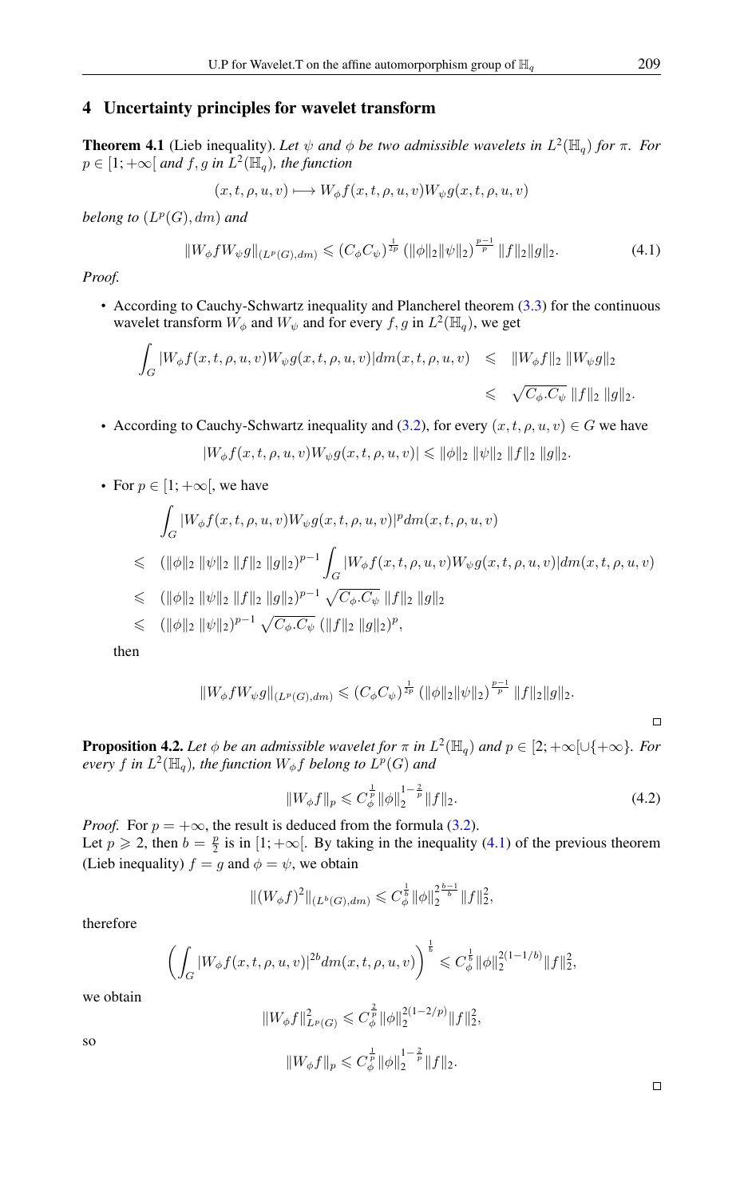## 4 Uncertainty principles for wavelet transform

**Theorem 4.1** (Lieb inequality). *Let $\psi$ and $\phi$ be two admissible wavelets in $L^2(\mathbb{H}_q)$ for $\pi$. For $p \in [1;+\infty[$ and $f, g$ in $L^2(\mathbb{H}_q)$, the function*

$$(x,t,\rho,u,v) \longmapsto W_\phi f(x,t,\rho,u,v) W_\psi g(x,t,\rho,u,v)$$

*belong to $(L^p(G), dm)$ and*

$$\|W_\phi f W_\psi g\|_{(L^p(G),dm)} \leqslant (C_\phi C_\psi)^{\frac{1}{2p}} \left(\|\phi\|_2 \|\psi\|_2\right)^{\frac{p-1}{p}} \|f\|_2 \|g\|_2. \tag{4.1}$$

*Proof.*

- According to Cauchy-Schwartz inequality and Plancherel theorem (3.3) for the continuous wavelet transform $W_\phi$ and $W_\psi$ and for every $f, g$ in $L^2(\mathbb{H}_q)$, we get

$$\begin{aligned}\int_G |W_\phi f(x,t,\rho,u,v) W_\psi g(x,t,\rho,u,v)| dm(x,t,\rho,u,v) &\leqslant \|W_\phi f\|_2 \, \|W_\psi g\|_2 \\ &\leqslant \sqrt{C_\phi . C_\psi} \, \|f\|_2 \, \|g\|_2.\end{aligned}$$

- According to Cauchy-Schwartz inequality and (3.2), for every $(x,t,\rho,u,v) \in G$ we have

$$|W_\phi f(x,t,\rho,u,v) W_\psi g(x,t,\rho,u,v)| \leqslant \|\phi\|_2 \, \|\psi\|_2 \, \|f\|_2 \, \|g\|_2.$$

- For $p \in [1;+\infty[$, we have

$$\begin{aligned}&\int_G |W_\phi f(x,t,\rho,u,v) W_\psi g(x,t,\rho,u,v)|^p dm(x,t,\rho,u,v) \\ \leqslant\;& (\|\phi\|_2 \, \|\psi\|_2 \, \|f\|_2 \, \|g\|_2)^{p-1} \int_G |W_\phi f(x,t,\rho,u,v) W_\psi g(x,t,\rho,u,v)| dm(x,t,\rho,u,v) \\ \leqslant\;& (\|\phi\|_2 \, \|\psi\|_2 \, \|f\|_2 \, \|g\|_2)^{p-1} \sqrt{C_\phi . C_\psi} \, \|f\|_2 \, \|g\|_2 \\ \leqslant\;& (\|\phi\|_2 \, \|\psi\|_2)^{p-1} \sqrt{C_\phi . C_\psi} \, (\|f\|_2 \, \|g\|_2)^p,\end{aligned}$$

  then

$$\|W_\phi f W_\psi g\|_{(L^p(G),dm)} \leqslant (C_\phi C_\psi)^{\frac{1}{2p}} \left(\|\phi\|_2 \|\psi\|_2\right)^{\frac{p-1}{p}} \|f\|_2 \|g\|_2.$$

□

**Proposition 4.2.** *Let $\phi$ be an admissible wavelet for $\pi$ in $L^2(\mathbb{H}_q)$ and $p \in [2;+\infty[ \cup \{+\infty\}$. For every $f$ in $L^2(\mathbb{H}_q)$, the function $W_\phi f$ belong to $L^p(G)$ and*

$$\|W_\phi f\|_p \leqslant C_\phi^{\frac{1}{p}} \|\phi\|_2^{1-\frac{2}{p}} \|f\|_2. \tag{4.2}$$

*Proof.* For $p = +\infty$, the result is deduced from the formula (3.2).
Let $p \geqslant 2$, then $b = \frac{p}{2}$ is in $[1;+\infty[$. By taking in the inequality (4.1) of the previous theorem (Lieb inequality) $f = g$ and $\phi = \psi$, we obtain

$$\|(W_\phi f)^2\|_{(L^b(G),dm)} \leqslant C_\phi^{\frac{1}{b}} \|\phi\|_2^{2\frac{b-1}{b}} \|f\|_2^2,$$

therefore

$$\left( \int_G |W_\phi f(x,t,\rho,u,v)|^{2b} dm(x,t,\rho,u,v) \right)^{\frac{1}{b}} \leqslant C_\phi^{\frac{1}{b}} \|\phi\|_2^{2(1-1/b)} \|f\|_2^2,$$

we obtain

$$\|W_\phi f\|_{L^p(G)}^2 \leqslant C_\phi^{\frac{2}{p}} \|\phi\|_2^{2(1-2/p)} \|f\|_2^2,$$

so

$$\|W_\phi f\|_p \leqslant C_\phi^{\frac{1}{p}} \|\phi\|_2^{1-\frac{2}{p}} \|f\|_2.$$

□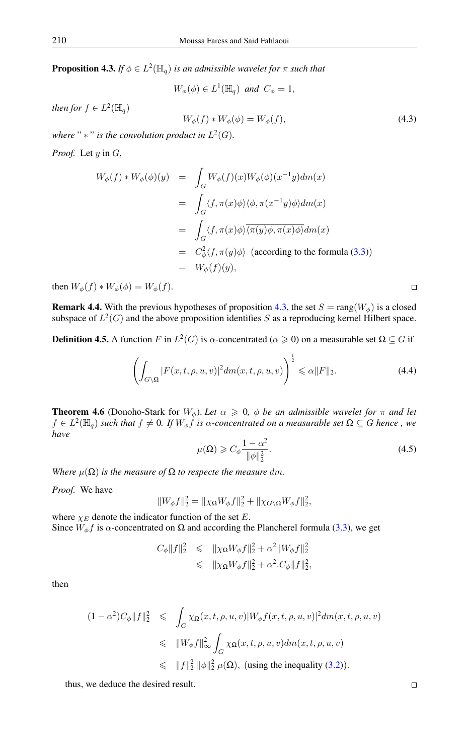**Proposition 4.3.** *If $\phi \in L^2(\mathbb{H}_q)$ is an admissible wavelet for $\pi$ such that*

$$W_\phi(\phi) \in L^1(\mathbb{H}_q) \;\; \text{and} \;\; C_\phi = 1,$$

*then for $f \in L^2(\mathbb{H}_q)$*

$$W_\phi(f) * W_\phi(\phi) = W_\phi(f), \tag{4.3}$$

*where " $*$ " is the convolution product in $L^2(G)$.*

*Proof.* Let $y$ in $G$,

$$\begin{aligned}
W_\phi(f) * W_\phi(\phi)(y) &= \int_G W_\phi(f)(x) W_\phi(\phi)(x^{-1}y) dm(x) \\
&= \int_G \langle f, \pi(x)\phi\rangle \langle \phi, \pi(x^{-1}y)\phi\rangle dm(x) \\
&= \int_G \langle f, \pi(x)\phi\rangle \overline{\langle \pi(y)\phi, \pi(x)\phi\rangle} dm(x) \\
&= C_\phi^2 \langle f, \pi(y)\phi\rangle \;\; \text{(according to the formula (3.3))} \\
&= W_\phi(f)(y),
\end{aligned}$$

then $W_\phi(f) * W_\phi(\phi) = W_\phi(f)$. $\square$

**Remark 4.4.** With the previous hypotheses of proposition 4.3, the set $S = \text{rang}(W_\phi)$ is a closed subspace of $L^2(G)$ and the above proposition identifies $S$ as a reproducing kernel Hilbert space.

**Definition 4.5.** A function $F$ in $L^2(G)$ is $\alpha$-concentrated ($\alpha \geqslant 0$) on a measurable set $\Omega \subseteq G$ if

$$\left( \int_{G \setminus \Omega} |F(x,t,\rho,u,v)|^2 dm(x,t,\rho,u,v) \right)^{\frac{1}{2}} \leqslant \alpha \|F\|_2. \tag{4.4}$$

**Theorem 4.6** (Donoho-Stark for $W_\phi$). *Let $\alpha \geqslant 0$, $\phi$ be an admissible wavelet for $\pi$ and let $f \in L^2(\mathbb{H}_q)$ such that $f \neq 0$. If $W_\phi f$ is $\alpha$-concentrated on a measurable set $\Omega \subseteq G$ hence , we have*

$$\mu(\Omega) \geqslant C_\phi \frac{1-\alpha^2}{\|\phi\|_2^2}. \tag{4.5}$$

*Where $\mu(\Omega)$ is the measure of $\Omega$ to respecte the measure $dm$.*

*Proof.* We have

$$\|W_\phi f\|_2^2 = \|\chi_\Omega W_\phi f\|_2^2 + \|\chi_{G\setminus\Omega} W_\phi f\|_2^2,$$

where $\chi_E$ denote the indicator function of the set $E$.
Since $W_\phi f$ is $\alpha$-concentrated on $\Omega$ and according the Plancherel formula (3.3), we get

$$\begin{aligned}
C_\phi \|f\|_2^2 &\leqslant \|\chi_\Omega W_\phi f\|_2^2 + \alpha^2 \|W_\phi f\|_2^2 \\
&\leqslant \|\chi_\Omega W_\phi f\|_2^2 + \alpha^2 . C_\phi \|f\|_2^2,
\end{aligned}$$

then

$$\begin{aligned}
(1-\alpha^2) C_\phi \|f\|_2^2 &\leqslant \int_G \chi_\Omega(x,t,\rho,u,v) |W_\phi f(x,t,\rho,u,v)|^2 dm(x,t,\rho,u,v) \\
&\leqslant \|W_\phi f\|_\infty^2 \int_G \chi_\Omega(x,t,\rho,u,v) dm(x,t,\rho,u,v) \\
&\leqslant \|f\|_2^2 \, \|\phi\|_2^2 \, \mu(\Omega), \;\; \text{(using the inequality (3.2))}.
\end{aligned}$$

thus, we deduce the desired result. $\square$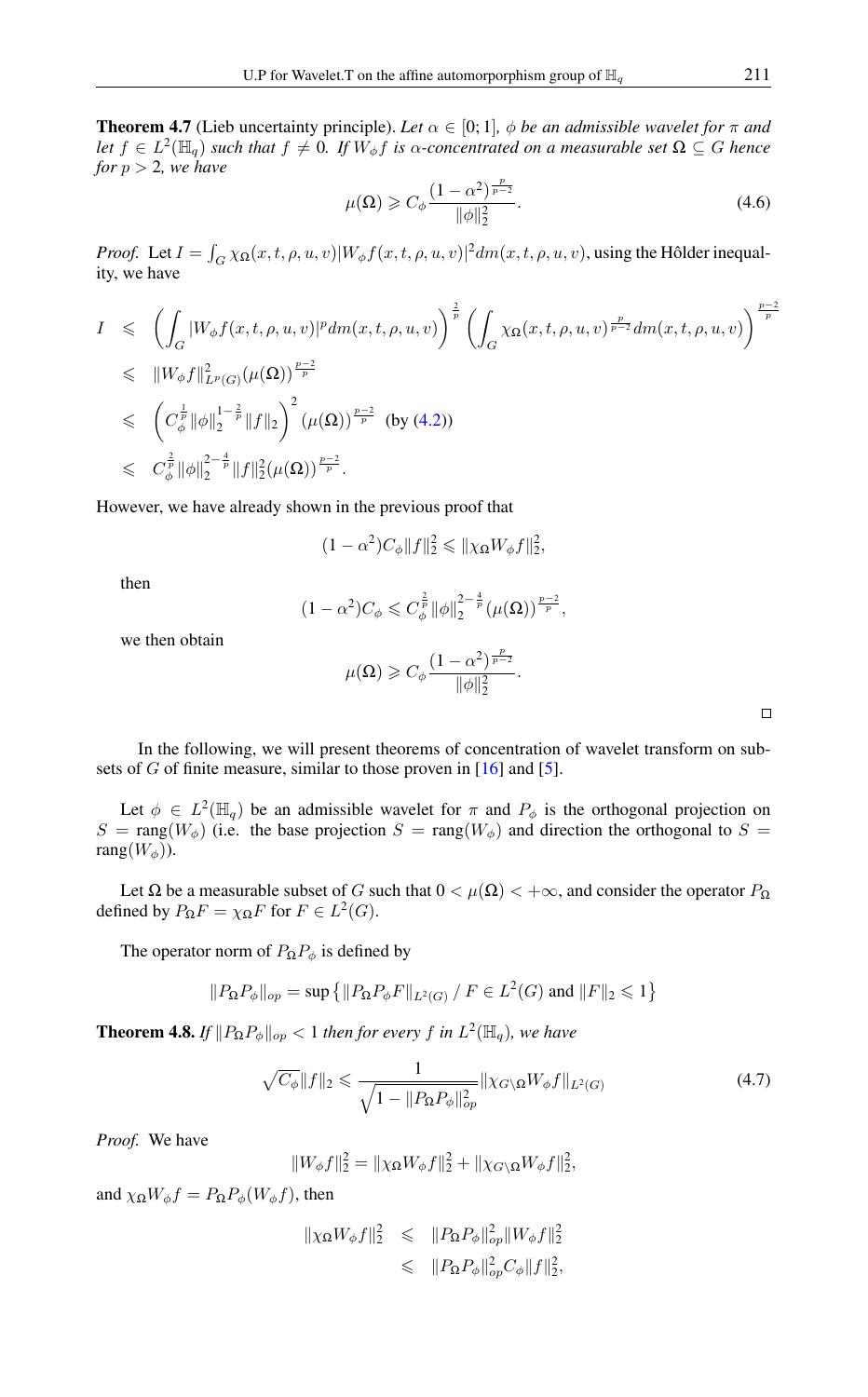**Theorem 4.7** (Lieb uncertainty principle). *Let $\alpha \in [0;1]$, $\phi$ be an admissible wavelet for $\pi$ and let $f \in L^2(\mathbb{H}_q)$ such that $f \neq 0$. If $W_\phi f$ is $\alpha$-concentrated on a measurable set $\Omega \subseteq G$ hence for $p > 2$, we have*

$$\mu(\Omega) \geqslant C_\phi \frac{(1-\alpha^2)^{\frac{p}{p-2}}}{\|\phi\|_2^2}. \tag{4.6}$$

*Proof.* Let $I = \int_G \chi_\Omega(x,t,\rho,u,v)|W_\phi f(x,t,\rho,u,v)|^2 dm(x,t,\rho,u,v)$, using the Hôlder inequality, we have

$$\begin{aligned}
I &\leqslant \left(\int_G |W_\phi f(x,t,\rho,u,v)|^p dm(x,t,\rho,u,v)\right)^{\frac{2}{p}} \left(\int_G \chi_\Omega(x,t,\rho,u,v)^{\frac{p}{p-2}} dm(x,t,\rho,u,v)\right)^{\frac{p-2}{p}} \\
&\leqslant \|W_\phi f\|^2_{L^p(G)} (\mu(\Omega))^{\frac{p-2}{p}} \\
&\leqslant \left(C_\phi^{\frac{1}{p}} \|\phi\|_2^{1-\frac{2}{p}} \|f\|_2\right)^2 (\mu(\Omega))^{\frac{p-2}{p}} \quad \text{(by (4.2))} \\
&\leqslant C_\phi^{\frac{2}{p}} \|\phi\|_2^{2-\frac{4}{p}} \|f\|_2^2 (\mu(\Omega))^{\frac{p-2}{p}}.
\end{aligned}$$

However, we have already shown in the previous proof that

$$(1-\alpha^2) C_\phi \|f\|_2^2 \leqslant \|\chi_\Omega W_\phi f\|_2^2,$$

then

$$(1-\alpha^2) C_\phi \leqslant C_\phi^{\frac{2}{p}} \|\phi\|_2^{2-\frac{4}{p}} (\mu(\Omega))^{\frac{p-2}{p}},$$

we then obtain

$$\mu(\Omega) \geqslant C_\phi \frac{(1-\alpha^2)^{\frac{p}{p-2}}}{\|\phi\|_2^2}.$$

□

In the following, we will present theorems of concentration of wavelet transform on subsets of $G$ of finite measure, similar to those proven in [16] and [5].

Let $\phi \in L^2(\mathbb{H}_q)$ be an admissible wavelet for $\pi$ and $P_\phi$ is the orthogonal projection on $S = \text{rang}(W_\phi)$ (i.e. the base projection $S = \text{rang}(W_\phi)$ and direction the orthogonal to $S = \text{rang}(W_\phi)$).

Let $\Omega$ be a measurable subset of $G$ such that $0 < \mu(\Omega) < +\infty$, and consider the operator $P_\Omega$ defined by $P_\Omega F = \chi_\Omega F$ for $F \in L^2(G)$.

The operator norm of $P_\Omega P_\phi$ is defined by

$$\|P_\Omega P_\phi\|_{op} = \sup\left\{\|P_\Omega P_\phi F\|_{L^2(G)} \,/\, F \in L^2(G) \text{ and } \|F\|_2 \leqslant 1\right\}$$

**Theorem 4.8.** *If $\|P_\Omega P_\phi\|_{op} < 1$ then for every $f$ in $L^2(\mathbb{H}_q)$, we have*

$$\sqrt{C_\phi}\|f\|_2 \leqslant \frac{1}{\sqrt{1-\|P_\Omega P_\phi\|_{op}^2}} \|\chi_{G\setminus\Omega} W_\phi f\|_{L^2(G)} \tag{4.7}$$

*Proof.* We have

$$\|W_\phi f\|_2^2 = \|\chi_\Omega W_\phi f\|_2^2 + \|\chi_{G\setminus\Omega} W_\phi f\|_2^2,$$

and $\chi_\Omega W_\phi f = P_\Omega P_\phi(W_\phi f)$, then

$$\begin{aligned}
\|\chi_\Omega W_\phi f\|_2^2 &\leqslant \|P_\Omega P_\phi\|_{op}^2 \|W_\phi f\|_2^2 \\
&\leqslant \|P_\Omega P_\phi\|_{op}^2 C_\phi \|f\|_2^2,
\end{aligned}$$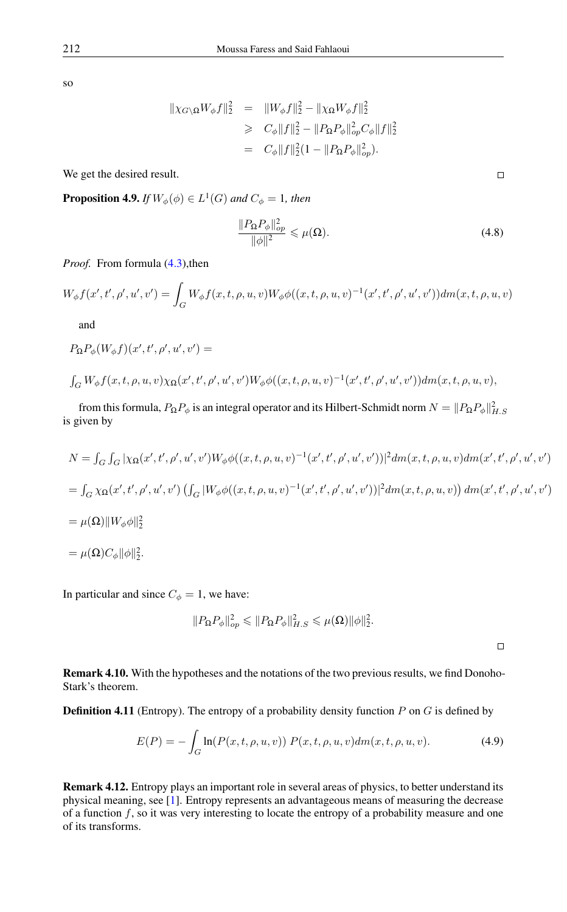so

$$
\begin{aligned}
\|\chi_{G\setminus\Omega} W_\phi f\|_2^2 &= \|W_\phi f\|_2^2 - \|\chi_\Omega W_\phi f\|_2^2 \\
&\geqslant C_\phi \|f\|_2^2 - \|P_\Omega P_\phi\|_{op}^2 C_\phi \|f\|_2^2 \\
&= C_\phi \|f\|_2^2 (1 - \|P_\Omega P_\phi\|_{op}^2).
\end{aligned}
$$

We get the desired result. □

**Proposition 4.9.** *If $W_\phi(\phi) \in L^1(G)$ and $C_\phi = 1$, then*

$$
\frac{\|P_\Omega P_\phi\|_{op}^2}{\|\phi\|^2} \leqslant \mu(\Omega). \tag{4.8}
$$

*Proof.* From formula (4.3),then

$$
W_\phi f(x', t', \rho', u', v') = \int_G W_\phi f(x, t, \rho, u, v) W_\phi \phi((x, t, \rho, u, v)^{-1}(x', t', \rho', u', v')) dm(x, t, \rho, u, v)
$$

and

$$
P_\Omega P_\phi(W_\phi f)(x', t', \rho', u', v') =
$$

$$
\int_G W_\phi f(x, t, \rho, u, v) \chi_\Omega(x', t', \rho', u', v') W_\phi \phi((x, t, \rho, u, v)^{-1}(x', t', \rho', u', v')) dm(x, t, \rho, u, v),
$$

from this formula, $P_\Omega P_\phi$ is an integral operator and its Hilbert-Schmidt norm $N = \|P_\Omega P_\phi\|_{H.S}^2$ is given by

$$
N = \int_G \int_G |\chi_\Omega(x', t', \rho', u', v') W_\phi \phi((x, t, \rho, u, v)^{-1}(x', t', \rho', u', v'))|^2 dm(x, t, \rho, u, v) dm(x', t', \rho', u', v')
$$

$$
= \int_G \chi_\Omega(x', t', \rho', u', v') \left( \int_G |W_\phi \phi((x, t, \rho, u, v)^{-1}(x', t', \rho', u', v'))|^2 dm(x, t, \rho, u, v) \right) dm(x', t', \rho', u', v')
$$

$$
= \mu(\Omega) \|W_\phi \phi\|_2^2
$$

$$
= \mu(\Omega) C_\phi \|\phi\|_2^2.
$$

In particular and since $C_\phi = 1$, we have:

$$
\|P_\Omega P_\phi\|_{op}^2 \leqslant \|P_\Omega P_\phi\|_{H.S}^2 \leqslant \mu(\Omega) \|\phi\|_2^2.
$$

□

**Remark 4.10.** With the hypotheses and the notations of the two previous results, we find Donoho-Stark's theorem.

**Definition 4.11** (Entropy). The entropy of a probability density function $P$ on $G$ is defined by

$$
E(P) = -\int_G \ln(P(x, t, \rho, u, v)) \, P(x, t, \rho, u, v) dm(x, t, \rho, u, v). \tag{4.9}
$$

**Remark 4.12.** Entropy plays an important role in several areas of physics, to better understand its physical meaning, see [1]. Entropy represents an advantageous means of measuring the decrease of a function $f$, so it was very interesting to locate the entropy of a probability measure and one of its transforms.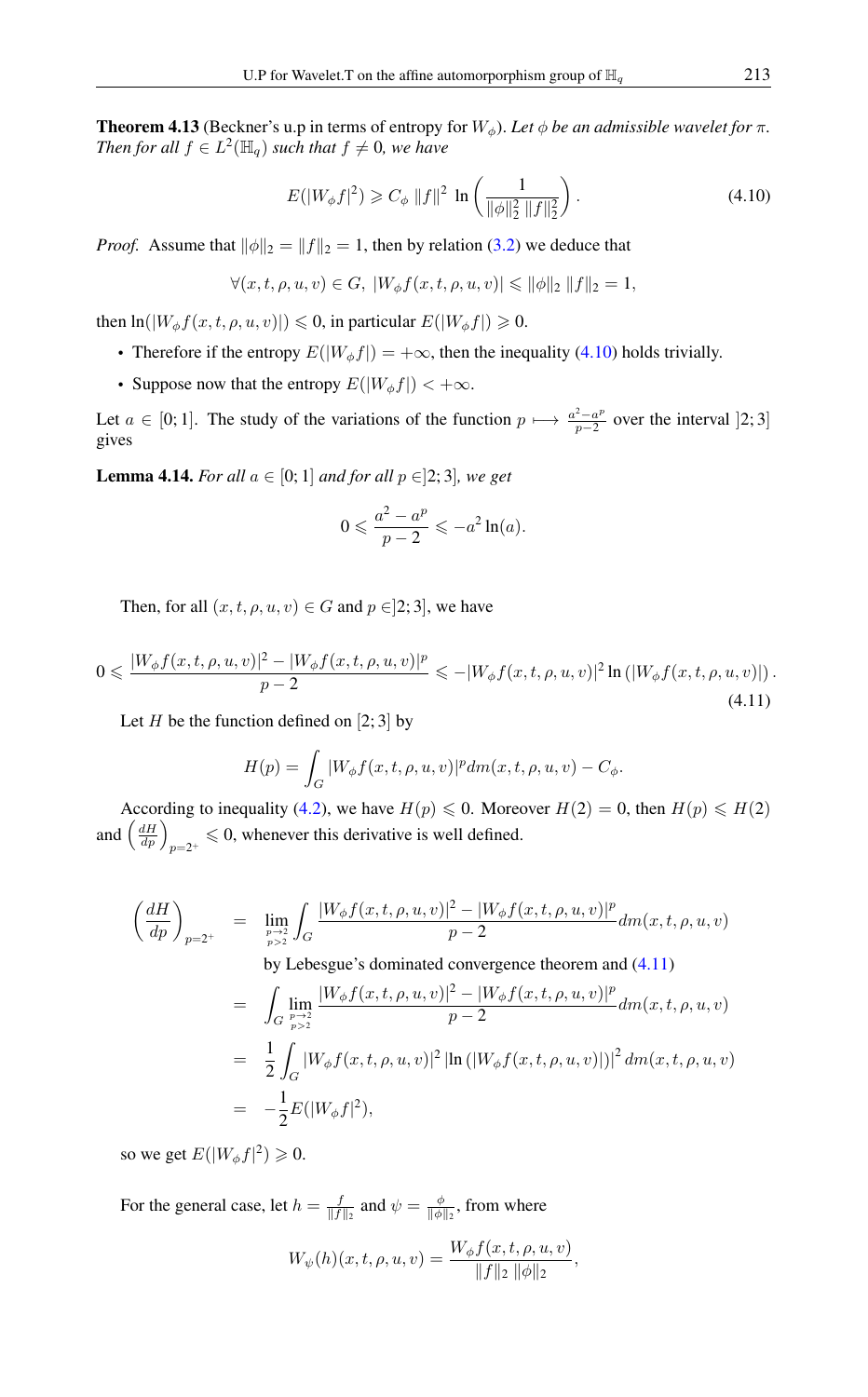**Theorem 4.13** (Beckner's u.p in terms of entropy for $W_\phi$). *Let $\phi$ be an admissible wavelet for $\pi$. Then for all $f \in L^2(\mathbb{H}_q)$ such that $f \neq 0$, we have*

$$E(|W_\phi f|^2) \geqslant C_\phi \, \|f\|^2 \, \ln\left(\frac{1}{\|\phi\|_2^2 \, \|f\|_2^2}\right). \tag{4.10}$$

*Proof.* Assume that $\|\phi\|_2 = \|f\|_2 = 1$, then by relation (3.2) we deduce that

$$\forall (x,t,\rho,u,v) \in G, \; |W_\phi f(x,t,\rho,u,v)| \leqslant \|\phi\|_2 \, \|f\|_2 = 1,$$

then $\ln(|W_\phi f(x,t,\rho,u,v)|) \leqslant 0$, in particular $E(|W_\phi f|) \geqslant 0$.

- Therefore if the entropy $E(|W_\phi f|) = +\infty$, then the inequality (4.10) holds trivially.
- Suppose now that the entropy $E(|W_\phi f|) < +\infty$.

Let $a \in [0;1]$. The study of the variations of the function $p \longmapsto \frac{a^2 - a^p}{p-2}$ over the interval $]2;3]$ gives

**Lemma 4.14.** *For all $a \in [0;1]$ and for all $p \in ]2;3]$, we get*

$$0 \leqslant \frac{a^2 - a^p}{p-2} \leqslant -a^2 \ln(a).$$

Then, for all $(x,t,\rho,u,v) \in G$ and $p \in ]2;3]$, we have

$$0 \leqslant \frac{|W_\phi f(x,t,\rho,u,v)|^2 - |W_\phi f(x,t,\rho,u,v)|^p}{p-2} \leqslant -|W_\phi f(x,t,\rho,u,v)|^2 \ln\left(|W_\phi f(x,t,\rho,u,v)|\right). \tag{4.11}$$

Let $H$ be the function defined on $[2;3]$ by

$$H(p) = \int_G |W_\phi f(x,t,\rho,u,v)|^p dm(x,t,\rho,u,v) - C_\phi.$$

According to inequality (4.2), we have $H(p) \leqslant 0$. Moreover $H(2) = 0$, then $H(p) \leqslant H(2)$ and $\left(\frac{dH}{dp}\right)_{p=2^+} \leqslant 0$, whenever this derivative is well defined.

$$\begin{aligned}
\left(\frac{dH}{dp}\right)_{p=2^+} &= \lim_{\substack{p\to 2\\ p>2}} \int_G \frac{|W_\phi f(x,t,\rho,u,v)|^2 - |W_\phi f(x,t,\rho,u,v)|^p}{p-2} dm(x,t,\rho,u,v) \\
&\quad \text{by Lebesgue's dominated convergence theorem and (4.11)} \\
&= \int_G \lim_{\substack{p\to 2\\ p>2}} \frac{|W_\phi f(x,t,\rho,u,v)|^2 - |W_\phi f(x,t,\rho,u,v)|^p}{p-2} dm(x,t,\rho,u,v) \\
&= \frac{1}{2} \int_G |W_\phi f(x,t,\rho,u,v)|^2 \left|\ln\left(|W_\phi f(x,t,\rho,u,v)|\right)\right|^2 dm(x,t,\rho,u,v) \\
&= -\frac{1}{2} E(|W_\phi f|^2),
\end{aligned}$$

so we get $E(|W_\phi f|^2) \geqslant 0$.

For the general case, let $h = \frac{f}{\|f\|_2}$ and $\psi = \frac{\phi}{\|\phi\|_2}$, from where

$$W_\psi(h)(x,t,\rho,u,v) = \frac{W_\phi f(x,t,\rho,u,v)}{\|f\|_2 \, \|\phi\|_2},$$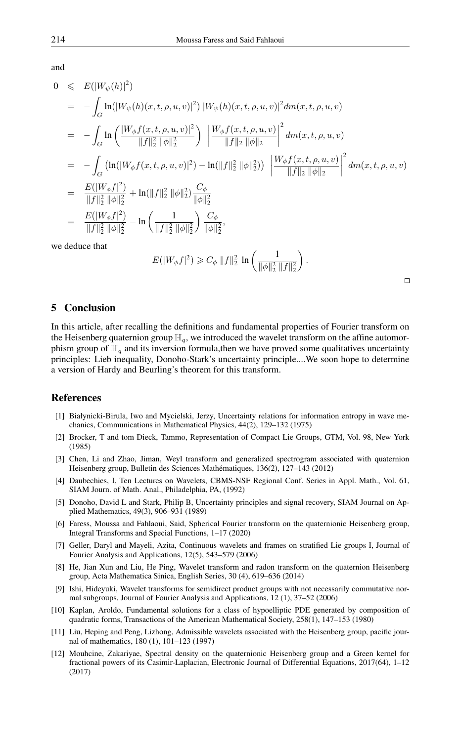and

$$
\begin{aligned}
0 &\leqslant E(|W_\psi(h)|^2) \\
&= -\int_G \ln(|W_\psi(h)(x,t,\rho,u,v)|^2)\,|W_\psi(h)(x,t,\rho,u,v)|^2 dm(x,t,\rho,u,v) \\
&= -\int_G \ln\left(\frac{|W_\phi f(x,t,\rho,u,v)|^2}{\|f\|_2^2\,\|\phi\|_2^2}\right)\,\left|\frac{W_\phi f(x,t,\rho,u,v)}{\|f\|_2\,\|\phi\|_2}\right|^2 dm(x,t,\rho,u,v) \\
&= -\int_G \left(\ln(|W_\phi f(x,t,\rho,u,v)|^2) - \ln(\|f\|_2^2\,\|\phi\|_2^2)\right)\,\left|\frac{W_\phi f(x,t,\rho,u,v)}{\|f\|_2\,\|\phi\|_2}\right|^2 dm(x,t,\rho,u,v) \\
&= \frac{E(|W_\phi f|^2)}{\|f\|_2^2\,\|\phi\|_2^2} + \ln(\|f\|_2^2\,\|\phi\|_2^2)\frac{C_\phi}{\|\phi\|_2^2} \\
&= \frac{E(|W_\phi f|^2)}{\|f\|_2^2\,\|\phi\|_2^2} - \ln\left(\frac{1}{\|f\|_2^2\,\|\phi\|_2^2}\right)\frac{C_\phi}{\|\phi\|_2^2},
\end{aligned}
$$

we deduce that

$$
E(|W_\phi f|^2) \geqslant C_\phi\,\|f\|_2^2\,\ln\left(\frac{1}{\|\phi\|_2^2\,\|f\|_2^2}\right).
$$

□

## 5 Conclusion

In this article, after recalling the definitions and fundamental properties of Fourier transform on the Heisenberg quaternion group $\mathbb{H}_q$, we introduced the wavelet transform on the affine automorphism group of $\mathbb{H}_q$ and its inversion formula,then we have proved some qualitatives uncertainty principles: Lieb inequality, Donoho-Stark's uncertainty principle....We soon hope to determine a version of Hardy and Beurling's theorem for this transform.

## References

[1] Białynicki-Birula, Iwo and Mycielski, Jerzy, Uncertainty relations for information entropy in wave mechanics, Communications in Mathematical Physics, 44(2), 129–132 (1975)

[2] Brocker, T and tom Dieck, Tammo, Representation of Compact Lie Groups, GTM, Vol. 98, New York (1985)

[3] Chen, Li and Zhao, Jiman, Weyl transform and generalized spectrogram associated with quaternion Heisenberg group, Bulletin des Sciences Mathématiques, 136(2), 127–143 (2012)

[4] Daubechies, I, Ten Lectures on Wavelets, CBMS-NSF Regional Conf. Series in Appl. Math., Vol. 61, SIAM Journ. of Math. Anal., Philadelphia, PA, (1992)

[5] Donoho, David L and Stark, Philip B, Uncertainty principles and signal recovery, SIAM Journal on Applied Mathematics, 49(3), 906–931 (1989)

[6] Faress, Moussa and Fahlaoui, Said, Spherical Fourier transform on the quaternionic Heisenberg group, Integral Transforms and Special Functions, 1–17 (2020)

[7] Geller, Daryl and Mayeli, Azita, Continuous wavelets and frames on stratified Lie groups I, Journal of Fourier Analysis and Applications, 12(5), 543–579 (2006)

[8] He, Jian Xun and Liu, He Ping, Wavelet transform and radon transform on the quaternion Heisenberg group, Acta Mathematica Sinica, English Series, 30 (4), 619–636 (2014)

[9] Ishi, Hideyuki, Wavelet transforms for semidirect product groups with not necessarily commutative normal subgroups, Journal of Fourier Analysis and Applications, 12 (1), 37–52 (2006)

[10] Kaplan, Aroldo, Fundamental solutions for a class of hypoelliptic PDE generated by composition of quadratic forms, Transactions of the American Mathematical Society, 258(1), 147–153 (1980)

[11] Liu, Heping and Peng, Lizhong, Admissible wavelets associated with the Heisenberg group, pacific journal of mathematics, 180 (1), 101–123 (1997)

[12] Mouhcine, Zakariyae, Spectral density on the quaternionic Heisenberg group and a Green kernel for fractional powers of its Casimir-Laplacian, Electronic Journal of Differential Equations, 2017(64), 1–12 (2017)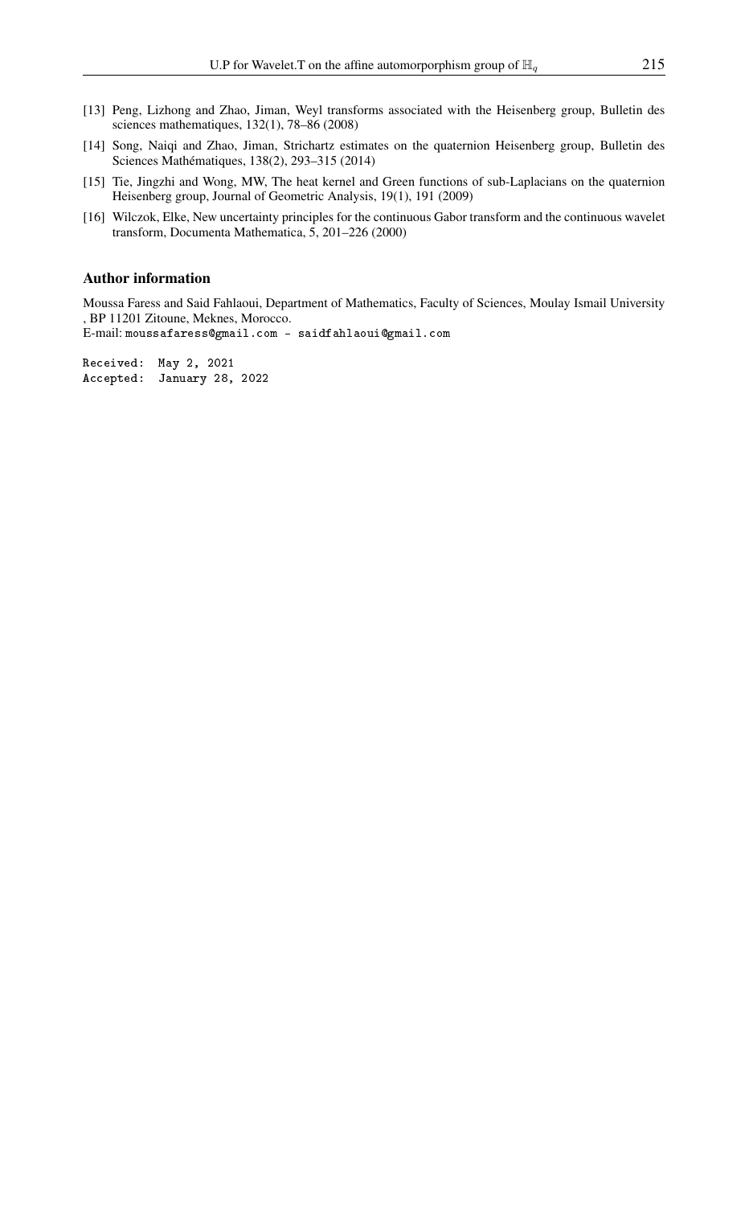[13] Peng, Lizhong and Zhao, Jiman, Weyl transforms associated with the Heisenberg group, Bulletin des sciences mathematiques, 132(1), 78–86 (2008)

[14] Song, Naiqi and Zhao, Jiman, Strichartz estimates on the quaternion Heisenberg group, Bulletin des Sciences Mathématiques, 138(2), 293–315 (2014)

[15] Tie, Jingzhi and Wong, MW, The heat kernel and Green functions of sub-Laplacians on the quaternion Heisenberg group, Journal of Geometric Analysis, 19(1), 191 (2009)

[16] Wilczok, Elke, New uncertainty principles for the continuous Gabor transform and the continuous wavelet transform, Documenta Mathematica, 5, 201–226 (2000)

## Author information

Moussa Faress and Said Fahlaoui, Department of Mathematics, Faculty of Sciences, Moulay Ismail University , BP 11201 Zitoune, Meknes, Morocco.
E-mail: moussafaress@gmail.com - saidfahlaoui@gmail.com

Received: May 2, 2021
Accepted: January 28, 2022